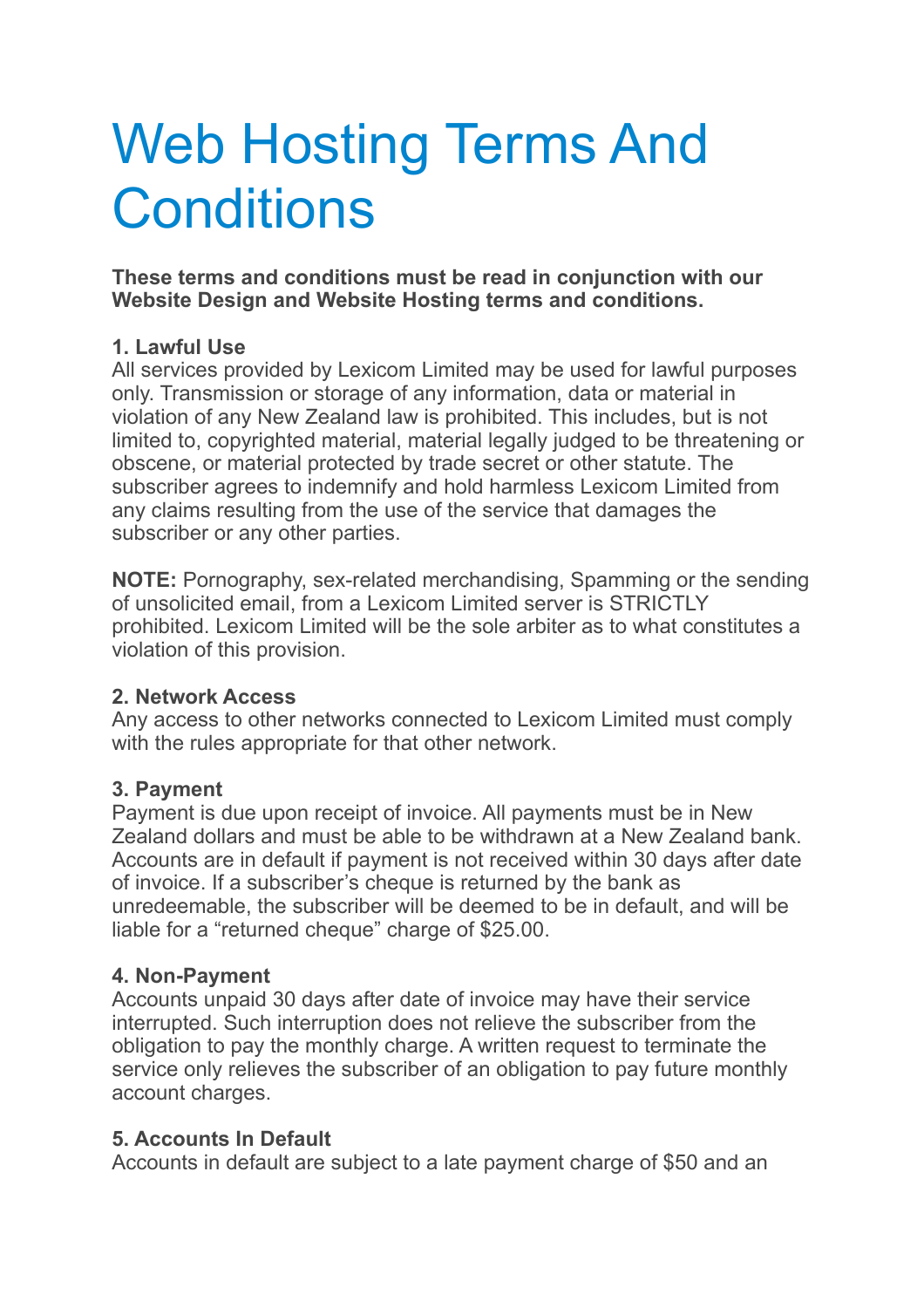# Web Hosting Terms And Conditions

**These terms and conditions must be read in conjunction with our Website Design and Website Hosting terms and conditions.**

**1. Lawful Use**
All services provided by Lexicom Limited may be used for lawful purposes only. Transmission or storage of any information, data or material in violation of any New Zealand law is prohibited. This includes, but is not limited to, copyrighted material, material legally judged to be threatening or obscene, or material protected by trade secret or other statute. The subscriber agrees to indemnify and hold harmless Lexicom Limited from any claims resulting from the use of the service that damages the subscriber or any other parties.

**NOTE:** Pornography, sex-related merchandising, Spamming or the sending of unsolicited email, from a Lexicom Limited server is STRICTLY prohibited. Lexicom Limited will be the sole arbiter as to what constitutes a violation of this provision.

**2. Network Access**
Any access to other networks connected to Lexicom Limited must comply with the rules appropriate for that other network.

**3. Payment**
Payment is due upon receipt of invoice. All payments must be in New Zealand dollars and must be able to be withdrawn at a New Zealand bank. Accounts are in default if payment is not received within 30 days after date of invoice. If a subscriber's cheque is returned by the bank as unredeemable, the subscriber will be deemed to be in default, and will be liable for a "returned cheque" charge of $25.00.

**4. Non-Payment**
Accounts unpaid 30 days after date of invoice may have their service interrupted. Such interruption does not relieve the subscriber from the obligation to pay the monthly charge. A written request to terminate the service only relieves the subscriber of an obligation to pay future monthly account charges.

**5. Accounts In Default**
Accounts in default are subject to a late payment charge of $50 and an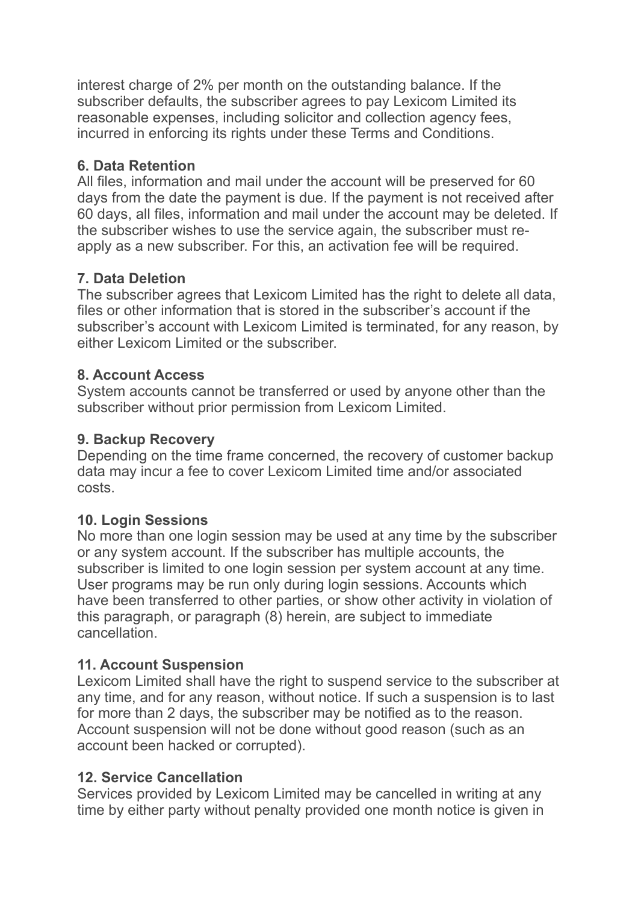interest charge of 2% per month on the outstanding balance. If the subscriber defaults, the subscriber agrees to pay Lexicom Limited its reasonable expenses, including solicitor and collection agency fees, incurred in enforcing its rights under these Terms and Conditions.

**6. Data Retention**

All files, information and mail under the account will be preserved for 60 days from the date the payment is due. If the payment is not received after 60 days, all files, information and mail under the account may be deleted. If the subscriber wishes to use the service again, the subscriber must re-apply as a new subscriber. For this, an activation fee will be required.

**7. Data Deletion**

The subscriber agrees that Lexicom Limited has the right to delete all data, files or other information that is stored in the subscriber's account if the subscriber's account with Lexicom Limited is terminated, for any reason, by either Lexicom Limited or the subscriber.

**8. Account Access**

System accounts cannot be transferred or used by anyone other than the subscriber without prior permission from Lexicom Limited.

**9. Backup Recovery**

Depending on the time frame concerned, the recovery of customer backup data may incur a fee to cover Lexicom Limited time and/or associated costs.

**10. Login Sessions**

No more than one login session may be used at any time by the subscriber or any system account. If the subscriber has multiple accounts, the subscriber is limited to one login session per system account at any time. User programs may be run only during login sessions. Accounts which have been transferred to other parties, or show other activity in violation of this paragraph, or paragraph (8) herein, are subject to immediate cancellation.

**11. Account Suspension**

Lexicom Limited shall have the right to suspend service to the subscriber at any time, and for any reason, without notice. If such a suspension is to last for more than 2 days, the subscriber may be notified as to the reason. Account suspension will not be done without good reason (such as an account been hacked or corrupted).

**12. Service Cancellation**

Services provided by Lexicom Limited may be cancelled in writing at any time by either party without penalty provided one month notice is given in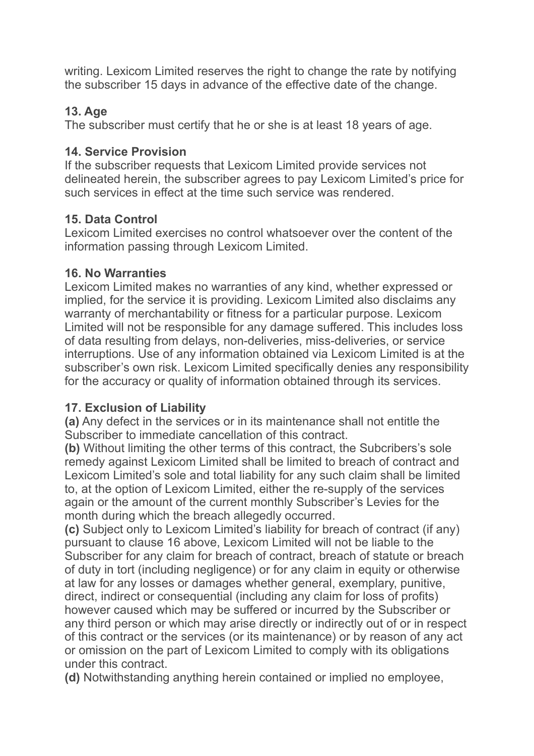writing. Lexicom Limited reserves the right to change the rate by notifying the subscriber 15 days in advance of the effective date of the change.

### 13. Age

The subscriber must certify that he or she is at least 18 years of age.

### 14. Service Provision

If the subscriber requests that Lexicom Limited provide services not delineated herein, the subscriber agrees to pay Lexicom Limited's price for such services in effect at the time such service was rendered.

### 15. Data Control

Lexicom Limited exercises no control whatsoever over the content of the information passing through Lexicom Limited.

### 16. No Warranties

Lexicom Limited makes no warranties of any kind, whether expressed or implied, for the service it is providing. Lexicom Limited also disclaims any warranty of merchantability or fitness for a particular purpose. Lexicom Limited will not be responsible for any damage suffered. This includes loss of data resulting from delays, non-deliveries, miss-deliveries, or service interruptions. Use of any information obtained via Lexicom Limited is at the subscriber's own risk. Lexicom Limited specifically denies any responsibility for the accuracy or quality of information obtained through its services.

### 17. Exclusion of Liability

**(a)** Any defect in the services or in its maintenance shall not entitle the Subscriber to immediate cancellation of this contract.

**(b)** Without limiting the other terms of this contract, the Subcribers's sole remedy against Lexicom Limited shall be limited to breach of contract and Lexicom Limited's sole and total liability for any such claim shall be limited to, at the option of Lexicom Limited, either the re-supply of the services again or the amount of the current monthly Subscriber's Levies for the month during which the breach allegedly occurred.

**(c)** Subject only to Lexicom Limited's liability for breach of contract (if any) pursuant to clause 16 above, Lexicom Limited will not be liable to the Subscriber for any claim for breach of contract, breach of statute or breach of duty in tort (including negligence) or for any claim in equity or otherwise at law for any losses or damages whether general, exemplary, punitive, direct, indirect or consequential (including any claim for loss of profits) however caused which may be suffered or incurred by the Subscriber or any third person or which may arise directly or indirectly out of or in respect of this contract or the services (or its maintenance) or by reason of any act or omission on the part of Lexicom Limited to comply with its obligations under this contract.

**(d)** Notwithstanding anything herein contained or implied no employee,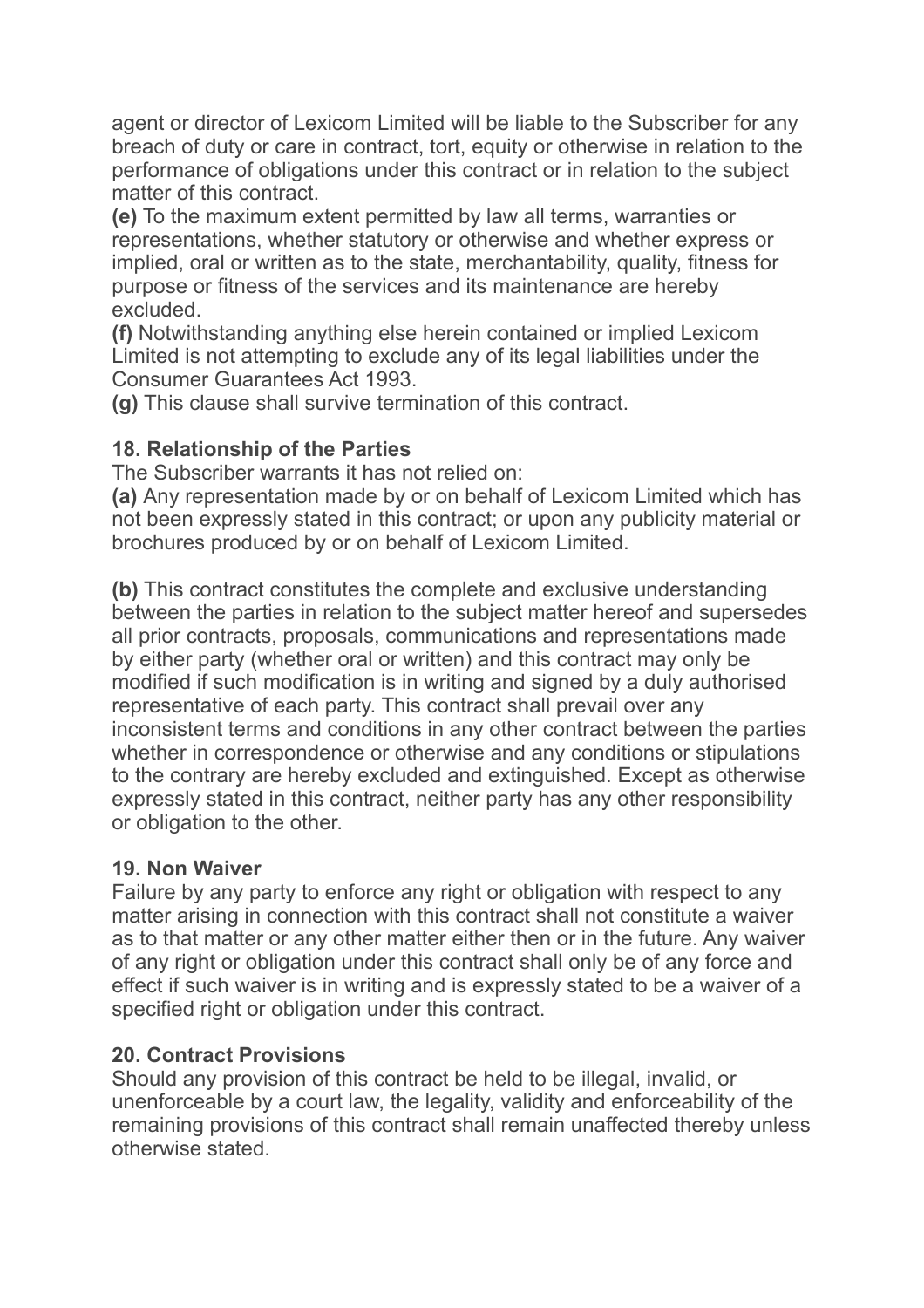agent or director of Lexicom Limited will be liable to the Subscriber for any breach of duty or care in contract, tort, equity or otherwise in relation to the performance of obligations under this contract or in relation to the subject matter of this contract.

**(e)** To the maximum extent permitted by law all terms, warranties or representations, whether statutory or otherwise and whether express or implied, oral or written as to the state, merchantability, quality, fitness for purpose or fitness of the services and its maintenance are hereby excluded.

**(f)** Notwithstanding anything else herein contained or implied Lexicom Limited is not attempting to exclude any of its legal liabilities under the Consumer Guarantees Act 1993.

**(g)** This clause shall survive termination of this contract.

**18. Relationship of the Parties**

The Subscriber warrants it has not relied on:

**(a)** Any representation made by or on behalf of Lexicom Limited which has not been expressly stated in this contract; or upon any publicity material or brochures produced by or on behalf of Lexicom Limited.

**(b)** This contract constitutes the complete and exclusive understanding between the parties in relation to the subject matter hereof and supersedes all prior contracts, proposals, communications and representations made by either party (whether oral or written) and this contract may only be modified if such modification is in writing and signed by a duly authorised representative of each party. This contract shall prevail over any inconsistent terms and conditions in any other contract between the parties whether in correspondence or otherwise and any conditions or stipulations to the contrary are hereby excluded and extinguished. Except as otherwise expressly stated in this contract, neither party has any other responsibility or obligation to the other.

**19. Non Waiver**

Failure by any party to enforce any right or obligation with respect to any matter arising in connection with this contract shall not constitute a waiver as to that matter or any other matter either then or in the future. Any waiver of any right or obligation under this contract shall only be of any force and effect if such waiver is in writing and is expressly stated to be a waiver of a specified right or obligation under this contract.

**20. Contract Provisions**

Should any provision of this contract be held to be illegal, invalid, or unenforceable by a court law, the legality, validity and enforceability of the remaining provisions of this contract shall remain unaffected thereby unless otherwise stated.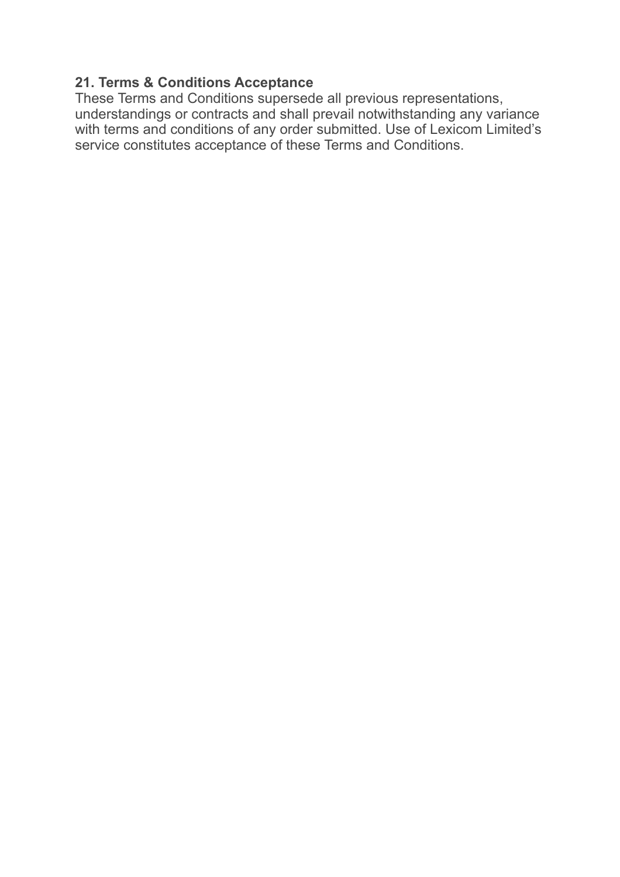### 21. Terms & Conditions Acceptance

These Terms and Conditions supersede all previous representations, understandings or contracts and shall prevail notwithstanding any variance with terms and conditions of any order submitted. Use of Lexicom Limited's service constitutes acceptance of these Terms and Conditions.